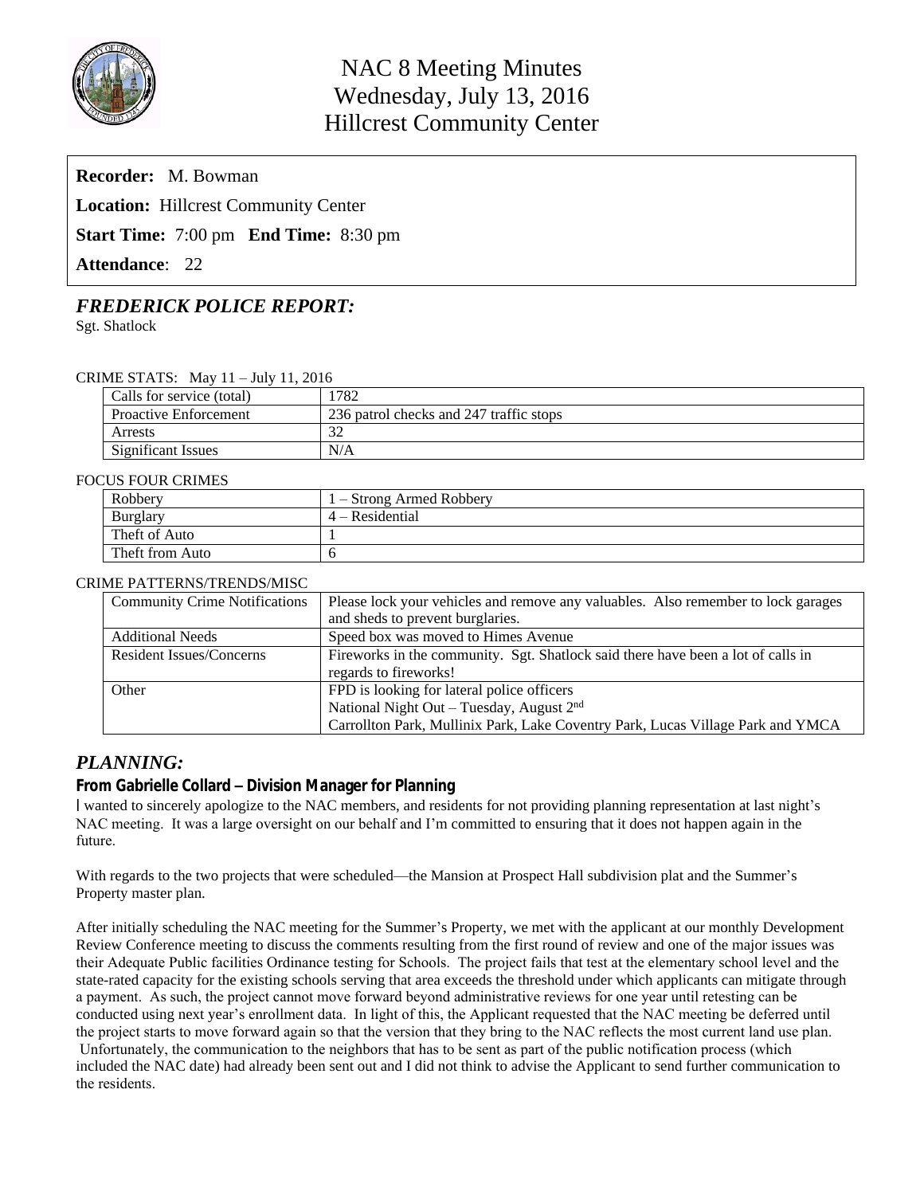# NAC 8 Meeting Minutes
## Wednesday, July 13, 2016
## Hillcrest Community Center

**Recorder:** M. Bowman

**Location:** Hillcrest Community Center

**Start Time:** 7:00 pm **End Time:** 8:30 pm

**Attendance**: 22

## *FREDERICK POLICE REPORT:*

Sgt. Shatlock

CRIME STATS: May 11 – July 11, 2016

| | |
|---|---|
| Calls for service (total) | 1782 |
| Proactive Enforcement | 236 patrol checks and 247 traffic stops |
| Arrests | 32 |
| Significant Issues | N/A |

FOCUS FOUR CRIMES

| | |
|---|---|
| Robbery | 1 – Strong Armed Robbery |
| Burglary | 4 – Residential |
| Theft of Auto | 1 |
| Theft from Auto | 6 |

CRIME PATTERNS/TRENDS/MISC

| | |
|---|---|
| Community Crime Notifications | Please lock your vehicles and remove any valuables. Also remember to lock garages and sheds to prevent burglaries. |
| Additional Needs | Speed box was moved to Himes Avenue |
| Resident Issues/Concerns | Fireworks in the community. Sgt. Shatlock said there have been a lot of calls in regards to fireworks! |
| Other | FPD is looking for lateral police officers<br>National Night Out – Tuesday, August 2nd<br>Carrollton Park, Mullinix Park, Lake Coventry Park, Lucas Village Park and YMCA |

## *PLANNING:*

**From Gabrielle Collard – Division Manager for Planning**

I wanted to sincerely apologize to the NAC members, and residents for not providing planning representation at last night's NAC meeting. It was a large oversight on our behalf and I'm committed to ensuring that it does not happen again in the future.

With regards to the two projects that were scheduled—the Mansion at Prospect Hall subdivision plat and the Summer's Property master plan.

After initially scheduling the NAC meeting for the Summer's Property, we met with the applicant at our monthly Development Review Conference meeting to discuss the comments resulting from the first round of review and one of the major issues was their Adequate Public facilities Ordinance testing for Schools. The project fails that test at the elementary school level and the state-rated capacity for the existing schools serving that area exceeds the threshold under which applicants can mitigate through a payment. As such, the project cannot move forward beyond administrative reviews for one year until retesting can be conducted using next year's enrollment data. In light of this, the Applicant requested that the NAC meeting be deferred until the project starts to move forward again so that the version that they bring to the NAC reflects the most current land use plan. Unfortunately, the communication to the neighbors that has to be sent as part of the public notification process (which included the NAC date) had already been sent out and I did not think to advise the Applicant to send further communication to the residents.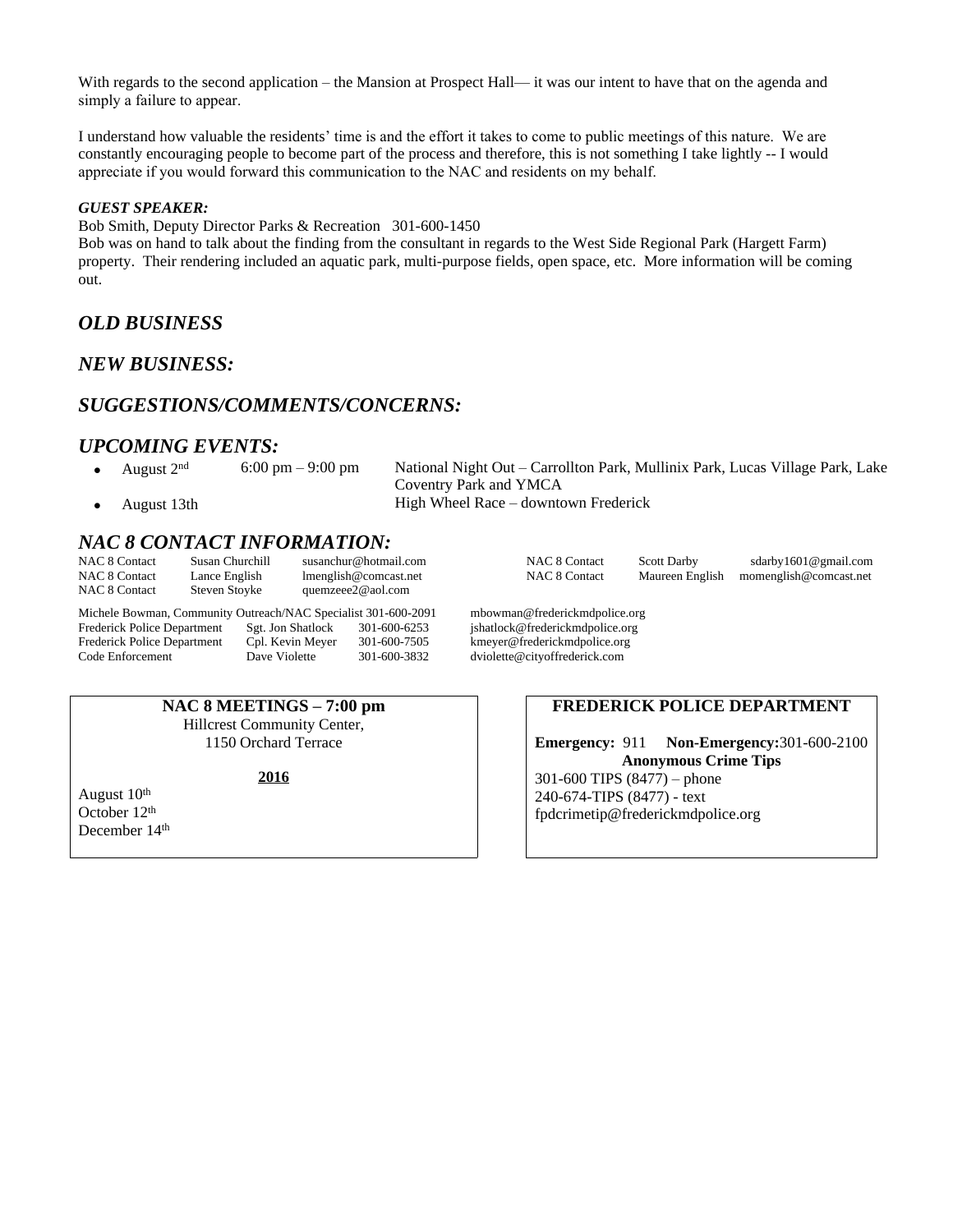With regards to the second application – the Mansion at Prospect Hall— it was our intent to have that on the agenda and simply a failure to appear.

I understand how valuable the residents' time is and the effort it takes to come to public meetings of this nature. We are constantly encouraging people to become part of the process and therefore, this is not something I take lightly -- I would appreciate if you would forward this communication to the NAC and residents on my behalf.

***GUEST SPEAKER:***

Bob Smith, Deputy Director Parks & Recreation 301-600-1450

Bob was on hand to talk about the finding from the consultant in regards to the West Side Regional Park (Hargett Farm) property. Their rendering included an aquatic park, multi-purpose fields, open space, etc. More information will be coming out.

## *OLD BUSINESS*

## *NEW BUSINESS:*

## *SUGGESTIONS/COMMENTS/CONCERNS:*

## *UPCOMING EVENTS:*

- August 2nd 6:00 pm – 9:00 pm National Night Out – Carrollton Park, Mullinix Park, Lucas Village Park, Lake Coventry Park and YMCA
- August 13th High Wheel Race – downtown Frederick

## *NAC 8 CONTACT INFORMATION:*

| | | |
|---|---|---|
| NAC 8 Contact | Susan Churchill | susanchur@hotmail.com |
| NAC 8 Contact | Lance English | lmenglish@comcast.net |
| NAC 8 Contact | Steven Stoyke | quemzeee2@aol.com |
| NAC 8 Contact | Scott Darby | sdarby1601@gmail.com |
| NAC 8 Contact | Maureen English | momenglish@comcast.net |

| | | | |
|---|---|---|---|
| Michele Bowman, Community Outreach/NAC Specialist | | 301-600-2091 | mbowman@frederickmdpolice.org |
| Frederick Police Department | Sgt. Jon Shatlock | 301-600-6253 | jshatlock@frederickmdpolice.org |
| Frederick Police Department | Cpl. Kevin Meyer | 301-600-7505 | kmeyer@frederickmdpolice.org |
| Code Enforcement | Dave Violette | 301-600-3832 | dviolette@cityoffrederick.com |

**NAC 8 MEETINGS – 7:00 pm**
Hillcrest Community Center,
1150 Orchard Terrace

**2016**

August 10th
October 12th
December 14th

**FREDERICK POLICE DEPARTMENT**

**Emergency:** 911 **Non-Emergency:** 301-600-2100

**Anonymous Crime Tips**

301-600 TIPS (8477) – phone
240-674-TIPS (8477) - text
fpdcrimetip@frederickmdpolice.org